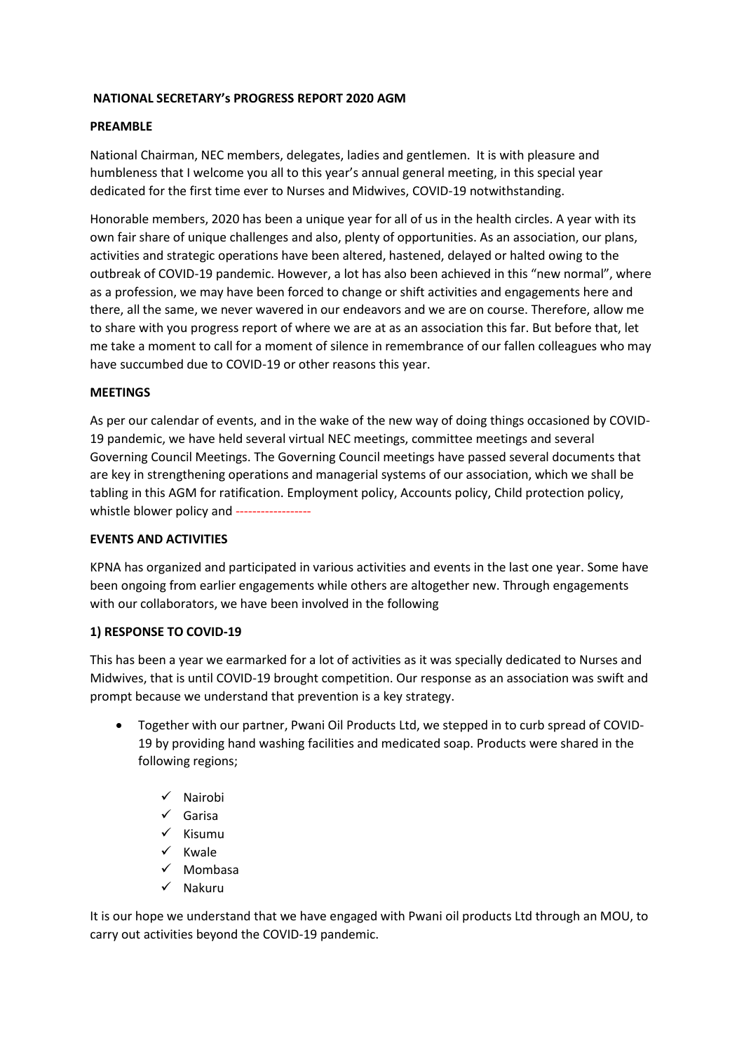**NATIONAL SECRETARY's PROGRESS REPORT 2020 AGM**

**PREAMBLE**

National Chairman, NEC members, delegates, ladies and gentlemen. It is with pleasure and humbleness that I welcome you all to this year's annual general meeting, in this special year dedicated for the first time ever to Nurses and Midwives, COVID-19 notwithstanding.

Honorable members, 2020 has been a unique year for all of us in the health circles. A year with its own fair share of unique challenges and also, plenty of opportunities. As an association, our plans, activities and strategic operations have been altered, hastened, delayed or halted owing to the outbreak of COVID-19 pandemic. However, a lot has also been achieved in this "new normal", where as a profession, we may have been forced to change or shift activities and engagements here and there, all the same, we never wavered in our endeavors and we are on course. Therefore, allow me to share with you progress report of where we are at as an association this far. But before that, let me take a moment to call for a moment of silence in remembrance of our fallen colleagues who may have succumbed due to COVID-19 or other reasons this year.

**MEETINGS**

As per our calendar of events, and in the wake of the new way of doing things occasioned by COVID-19 pandemic, we have held several virtual NEC meetings, committee meetings and several Governing Council Meetings. The Governing Council meetings have passed several documents that are key in strengthening operations and managerial systems of our association, which we shall be tabling in this AGM for ratification. Employment policy, Accounts policy, Child protection policy, whistle blower policy and ------------------

**EVENTS AND ACTIVITIES**

KPNA has organized and participated in various activities and events in the last one year. Some have been ongoing from earlier engagements while others are altogether new. Through engagements with our collaborators, we have been involved in the following

**1) RESPONSE TO COVID-19**

This has been a year we earmarked for a lot of activities as it was specially dedicated to Nurses and Midwives, that is until COVID-19 brought competition. Our response as an association was swift and prompt because we understand that prevention is a key strategy.

- Together with our partner, Pwani Oil Products Ltd, we stepped in to curb spread of COVID-19 by providing hand washing facilities and medicated soap. Products were shared in the following regions;
  - ✓ Nairobi
  - ✓ Garisa
  - ✓ Kisumu
  - ✓ Kwale
  - ✓ Mombasa
  - ✓ Nakuru

It is our hope we understand that we have engaged with Pwani oil products Ltd through an MOU, to carry out activities beyond the COVID-19 pandemic.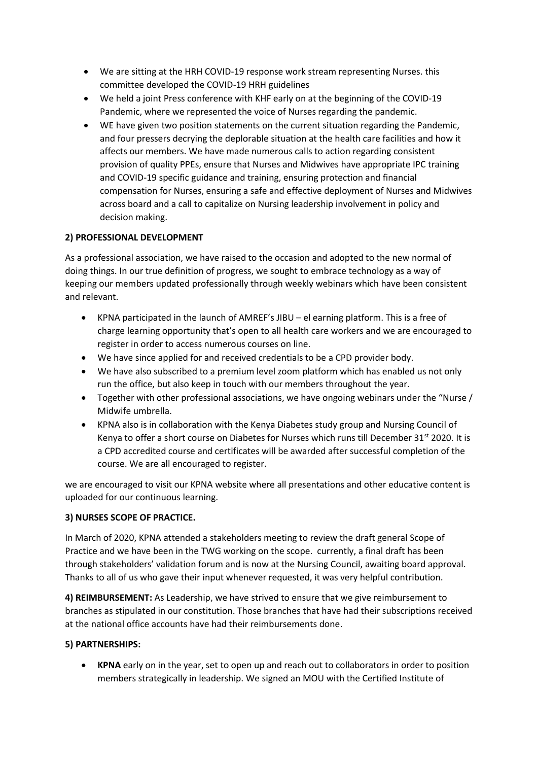- We are sitting at the HRH COVID-19 response work stream representing Nurses. this committee developed the COVID-19 HRH guidelines
- We held a joint Press conference with KHF early on at the beginning of the COVID-19 Pandemic, where we represented the voice of Nurses regarding the pandemic.
- WE have given two position statements on the current situation regarding the Pandemic, and four pressers decrying the deplorable situation at the health care facilities and how it affects our members. We have made numerous calls to action regarding consistent provision of quality PPEs, ensure that Nurses and Midwives have appropriate IPC training and COVID-19 specific guidance and training, ensuring protection and financial compensation for Nurses, ensuring a safe and effective deployment of Nurses and Midwives across board and a call to capitalize on Nursing leadership involvement in policy and decision making.

**2) PROFESSIONAL DEVELOPMENT**

As a professional association, we have raised to the occasion and adopted to the new normal of doing things. In our true definition of progress, we sought to embrace technology as a way of keeping our members updated professionally through weekly webinars which have been consistent and relevant.

- KPNA participated in the launch of AMREF's JIBU – el earning platform. This is a free of charge learning opportunity that's open to all health care workers and we are encouraged to register in order to access numerous courses on line.
- We have since applied for and received credentials to be a CPD provider body.
- We have also subscribed to a premium level zoom platform which has enabled us not only run the office, but also keep in touch with our members throughout the year.
- Together with other professional associations, we have ongoing webinars under the "Nurse / Midwife umbrella.
- KPNA also is in collaboration with the Kenya Diabetes study group and Nursing Council of Kenya to offer a short course on Diabetes for Nurses which runs till December 31st 2020. It is a CPD accredited course and certificates will be awarded after successful completion of the course. We are all encouraged to register.

we are encouraged to visit our KPNA website where all presentations and other educative content is uploaded for our continuous learning.

**3) NURSES SCOPE OF PRACTICE.**

In March of 2020, KPNA attended a stakeholders meeting to review the draft general Scope of Practice and we have been in the TWG working on the scope. currently, a final draft has been through stakeholders' validation forum and is now at the Nursing Council, awaiting board approval. Thanks to all of us who gave their input whenever requested, it was very helpful contribution.

**4) REIMBURSEMENT:** As Leadership, we have strived to ensure that we give reimbursement to branches as stipulated in our constitution. Those branches that have had their subscriptions received at the national office accounts have had their reimbursements done.

**5) PARTNERSHIPS:**

- **KPNA** early on in the year, set to open up and reach out to collaborators in order to position members strategically in leadership. We signed an MOU with the Certified Institute of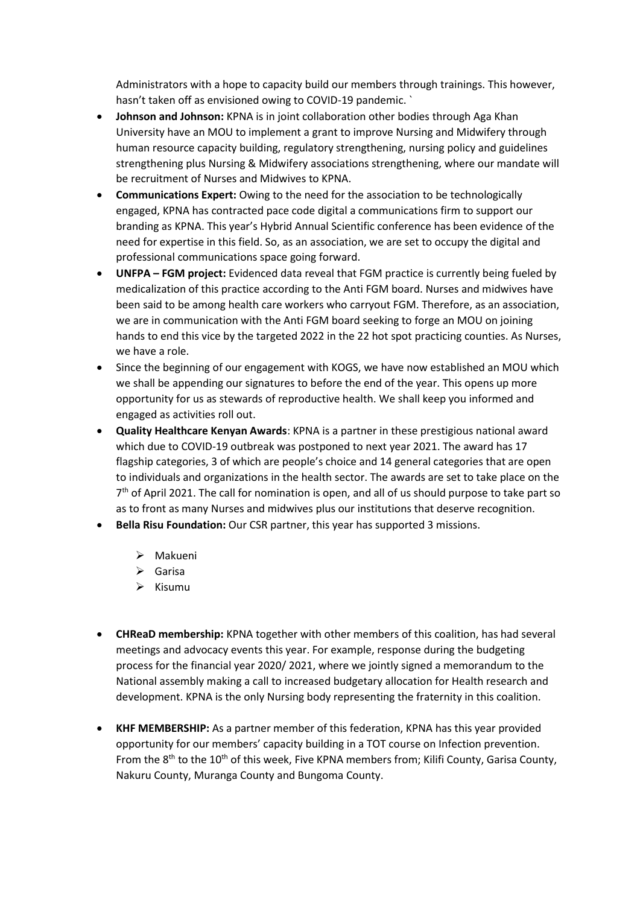Administrators with a hope to capacity build our members through trainings. This however, hasn't taken off as envisioned owing to COVID-19 pandemic. `

- **Johnson and Johnson:** KPNA is in joint collaboration other bodies through Aga Khan University have an MOU to implement a grant to improve Nursing and Midwifery through human resource capacity building, regulatory strengthening, nursing policy and guidelines strengthening plus Nursing & Midwifery associations strengthening, where our mandate will be recruitment of Nurses and Midwives to KPNA.
- **Communications Expert:** Owing to the need for the association to be technologically engaged, KPNA has contracted pace code digital a communications firm to support our branding as KPNA. This year's Hybrid Annual Scientific conference has been evidence of the need for expertise in this field. So, as an association, we are set to occupy the digital and professional communications space going forward.
- **UNFPA – FGM project:** Evidenced data reveal that FGM practice is currently being fueled by medicalization of this practice according to the Anti FGM board. Nurses and midwives have been said to be among health care workers who carryout FGM. Therefore, as an association, we are in communication with the Anti FGM board seeking to forge an MOU on joining hands to end this vice by the targeted 2022 in the 22 hot spot practicing counties. As Nurses, we have a role.
- Since the beginning of our engagement with KOGS, we have now established an MOU which we shall be appending our signatures to before the end of the year. This opens up more opportunity for us as stewards of reproductive health. We shall keep you informed and engaged as activities roll out.
- **Quality Healthcare Kenyan Awards**: KPNA is a partner in these prestigious national award which due to COVID-19 outbreak was postponed to next year 2021. The award has 17 flagship categories, 3 of which are people's choice and 14 general categories that are open to individuals and organizations in the health sector. The awards are set to take place on the 7th of April 2021. The call for nomination is open, and all of us should purpose to take part so as to front as many Nurses and midwives plus our institutions that deserve recognition.
- **Bella Risu Foundation:** Our CSR partner, this year has supported 3 missions.
  - Makueni
  - Garisa
  - Kisumu

- **CHReaD membership:** KPNA together with other members of this coalition, has had several meetings and advocacy events this year. For example, response during the budgeting process for the financial year 2020/ 2021, where we jointly signed a memorandum to the National assembly making a call to increased budgetary allocation for Health research and development. KPNA is the only Nursing body representing the fraternity in this coalition.

- **KHF MEMBERSHIP:** As a partner member of this federation, KPNA has this year provided opportunity for our members' capacity building in a TOT course on Infection prevention. From the 8th to the 10th of this week, Five KPNA members from; Kilifi County, Garisa County, Nakuru County, Muranga County and Bungoma County.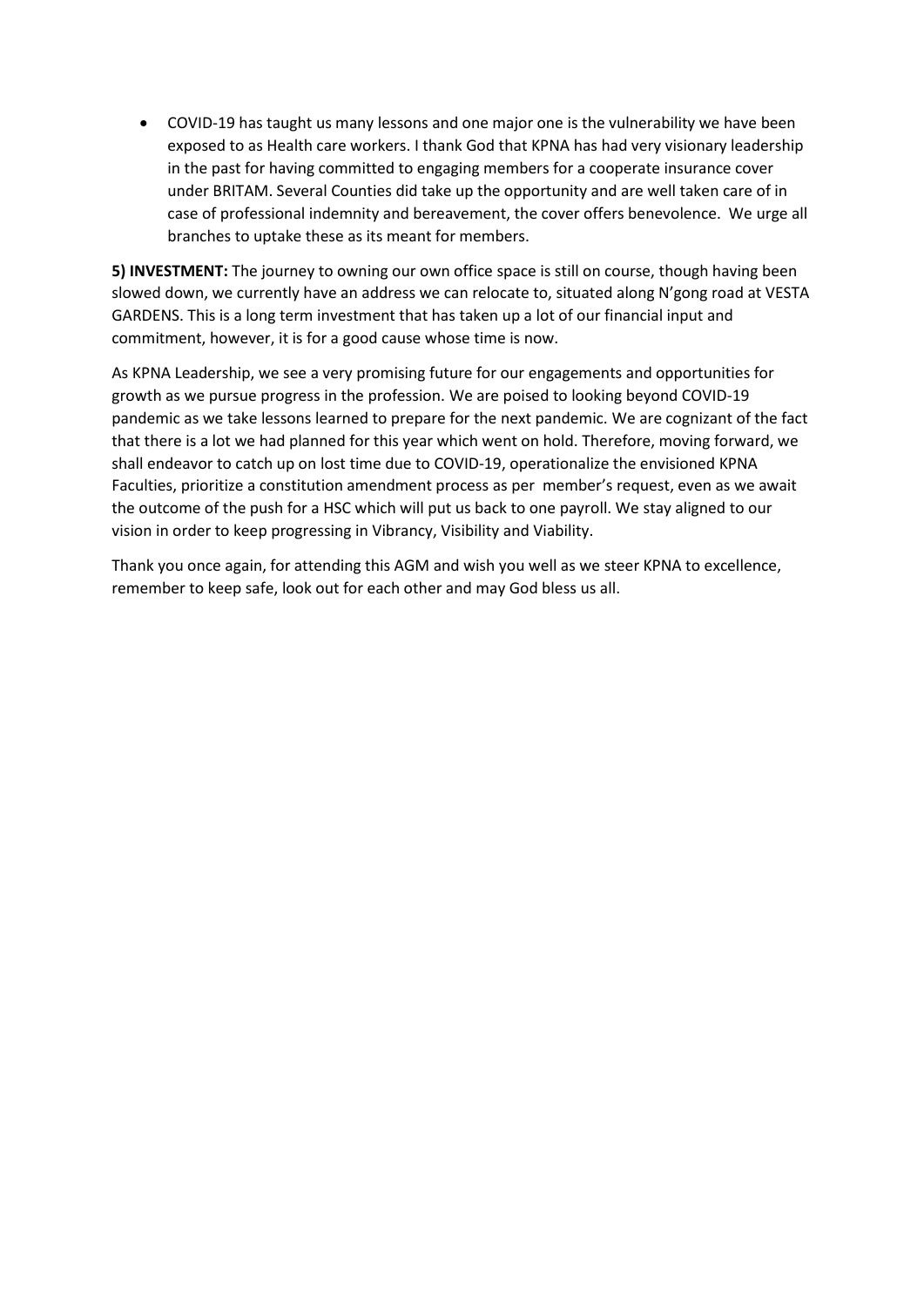- COVID-19 has taught us many lessons and one major one is the vulnerability we have been exposed to as Health care workers. I thank God that KPNA has had very visionary leadership in the past for having committed to engaging members for a cooperate insurance cover under BRITAM. Several Counties did take up the opportunity and are well taken care of in case of professional indemnity and bereavement, the cover offers benevolence. We urge all branches to uptake these as its meant for members.

**5) INVESTMENT:** The journey to owning our own office space is still on course, though having been slowed down, we currently have an address we can relocate to, situated along N'gong road at VESTA GARDENS. This is a long term investment that has taken up a lot of our financial input and commitment, however, it is for a good cause whose time is now.

As KPNA Leadership, we see a very promising future for our engagements and opportunities for growth as we pursue progress in the profession. We are poised to looking beyond COVID-19 pandemic as we take lessons learned to prepare for the next pandemic. We are cognizant of the fact that there is a lot we had planned for this year which went on hold. Therefore, moving forward, we shall endeavor to catch up on lost time due to COVID-19, operationalize the envisioned KPNA Faculties, prioritize a constitution amendment process as per member's request, even as we await the outcome of the push for a HSC which will put us back to one payroll. We stay aligned to our vision in order to keep progressing in Vibrancy, Visibility and Viability.

Thank you once again, for attending this AGM and wish you well as we steer KPNA to excellence, remember to keep safe, look out for each other and may God bless us all.